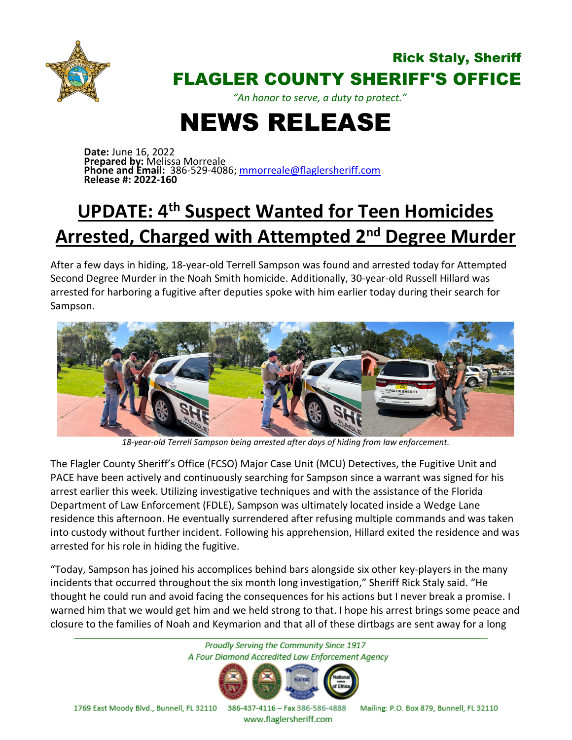Rick Staly, Sheriff

# FLAGLER COUNTY SHERIFF'S OFFICE

*"An honor to serve, a duty to protect."*

# NEWS RELEASE

**Date:** June 16, 2022
**Prepared by:** Melissa Morreale
**Phone and Email:** 386-529-4086; mmorreale@flaglersheriff.com
**Release #: 2022-160**

## UPDATE: 4th Suspect Wanted for Teen Homicides Arrested, Charged with Attempted 2nd Degree Murder

After a few days in hiding, 18-year-old Terrell Sampson was found and arrested today for Attempted Second Degree Murder in the Noah Smith homicide. Additionally, 30-year-old Russell Hillard was arrested for harboring a fugitive after deputies spoke with him earlier today during their search for Sampson.

*18-year-old Terrell Sampson being arrested after days of hiding from law enforcement.*

The Flagler County Sheriff's Office (FCSO) Major Case Unit (MCU) Detectives, the Fugitive Unit and PACE have been actively and continuously searching for Sampson since a warrant was signed for his arrest earlier this week. Utilizing investigative techniques and with the assistance of the Florida Department of Law Enforcement (FDLE), Sampson was ultimately located inside a Wedge Lane residence this afternoon. He eventually surrendered after refusing multiple commands and was taken into custody without further incident. Following his apprehension, Hillard exited the residence and was arrested for his role in hiding the fugitive.

"Today, Sampson has joined his accomplices behind bars alongside six other key-players in the many incidents that occurred throughout the six month long investigation," Sheriff Rick Staly said. "He thought he could run and avoid facing the consequences for his actions but I never break a promise. I warned him that we would get him and we held strong to that. I hope his arrest brings some peace and closure to the families of Noah and Keymarion and that all of these dirtbags are sent away for a long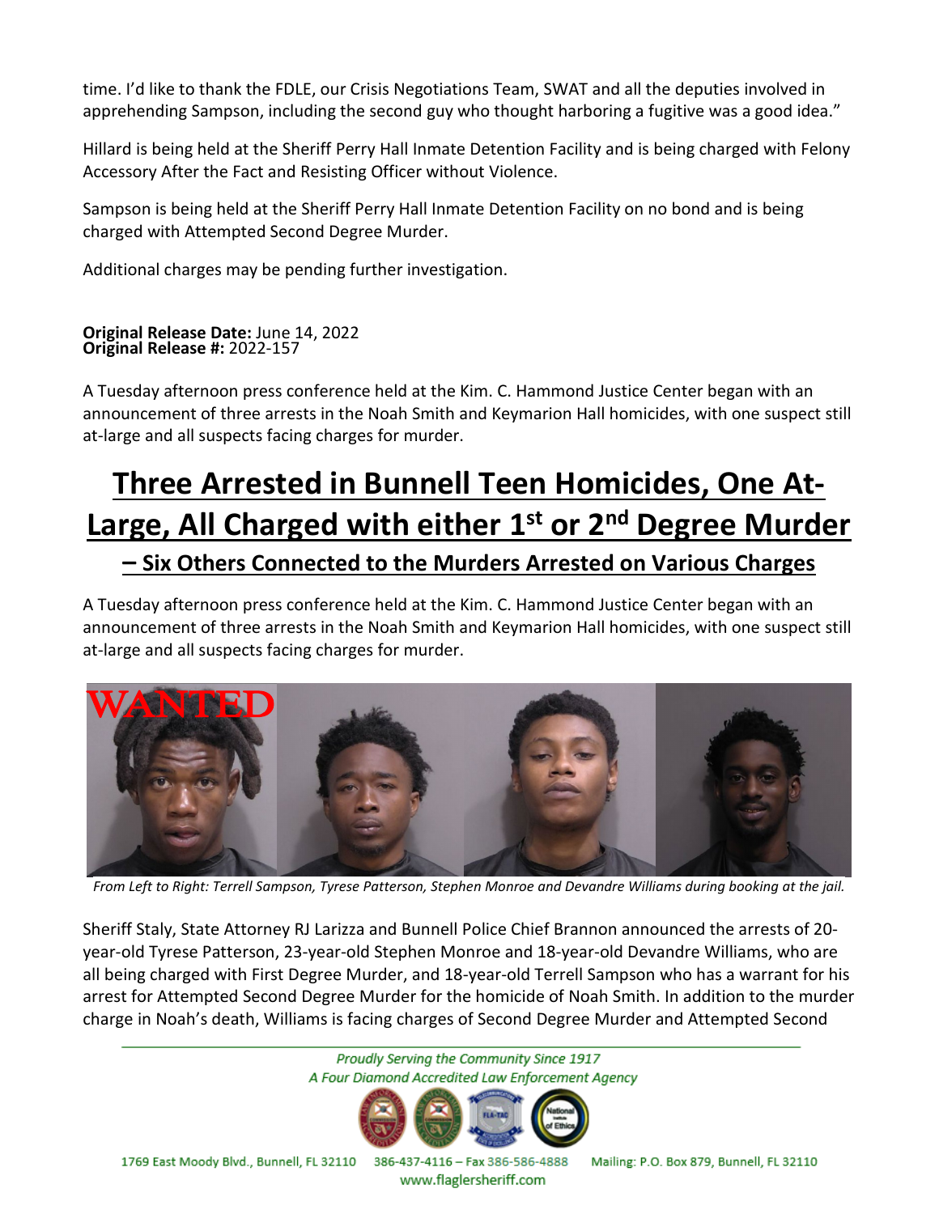time. I'd like to thank the FDLE, our Crisis Negotiations Team, SWAT and all the deputies involved in apprehending Sampson, including the second guy who thought harboring a fugitive was a good idea."

Hillard is being held at the Sheriff Perry Hall Inmate Detention Facility and is being charged with Felony Accessory After the Fact and Resisting Officer without Violence.

Sampson is being held at the Sheriff Perry Hall Inmate Detention Facility on no bond and is being charged with Attempted Second Degree Murder.

Additional charges may be pending further investigation.

**Original Release Date:** June 14, 2022
**Original Release #:** 2022-157

A Tuesday afternoon press conference held at the Kim. C. Hammond Justice Center began with an announcement of three arrests in the Noah Smith and Keymarion Hall homicides, with one suspect still at-large and all suspects facing charges for murder.

# Three Arrested in Bunnell Teen Homicides, One At-Large, All Charged with either 1st or 2nd Degree Murder

## – Six Others Connected to the Murders Arrested on Various Charges

A Tuesday afternoon press conference held at the Kim. C. Hammond Justice Center began with an announcement of three arrests in the Noah Smith and Keymarion Hall homicides, with one suspect still at-large and all suspects facing charges for murder.

*From Left to Right: Terrell Sampson, Tyrese Patterson, Stephen Monroe and Devandre Williams during booking at the jail.*

Sheriff Staly, State Attorney RJ Larizza and Bunnell Police Chief Brannon announced the arrests of 20-year-old Tyrese Patterson, 23-year-old Stephen Monroe and 18-year-old Devandre Williams, who are all being charged with First Degree Murder, and 18-year-old Terrell Sampson who has a warrant for his arrest for Attempted Second Degree Murder for the homicide of Noah Smith. In addition to the murder charge in Noah's death, Williams is facing charges of Second Degree Murder and Attempted Second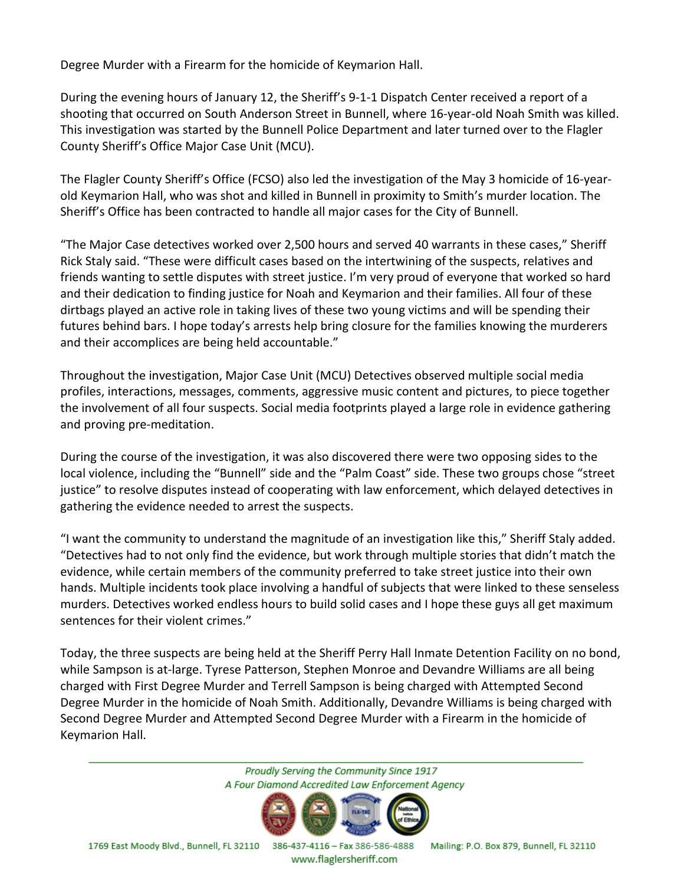Degree Murder with a Firearm for the homicide of Keymarion Hall.

During the evening hours of January 12, the Sheriff's 9-1-1 Dispatch Center received a report of a shooting that occurred on South Anderson Street in Bunnell, where 16-year-old Noah Smith was killed. This investigation was started by the Bunnell Police Department and later turned over to the Flagler County Sheriff's Office Major Case Unit (MCU).

The Flagler County Sheriff's Office (FCSO) also led the investigation of the May 3 homicide of 16-year-old Keymarion Hall, who was shot and killed in Bunnell in proximity to Smith's murder location. The Sheriff's Office has been contracted to handle all major cases for the City of Bunnell.

"The Major Case detectives worked over 2,500 hours and served 40 warrants in these cases," Sheriff Rick Staly said. "These were difficult cases based on the intertwining of the suspects, relatives and friends wanting to settle disputes with street justice. I'm very proud of everyone that worked so hard and their dedication to finding justice for Noah and Keymarion and their families. All four of these dirtbags played an active role in taking lives of these two young victims and will be spending their futures behind bars. I hope today's arrests help bring closure for the families knowing the murderers and their accomplices are being held accountable."

Throughout the investigation, Major Case Unit (MCU) Detectives observed multiple social media profiles, interactions, messages, comments, aggressive music content and pictures, to piece together the involvement of all four suspects. Social media footprints played a large role in evidence gathering and proving pre-meditation.

During the course of the investigation, it was also discovered there were two opposing sides to the local violence, including the "Bunnell" side and the "Palm Coast" side. These two groups chose "street justice" to resolve disputes instead of cooperating with law enforcement, which delayed detectives in gathering the evidence needed to arrest the suspects.

"I want the community to understand the magnitude of an investigation like this," Sheriff Staly added. "Detectives had to not only find the evidence, but work through multiple stories that didn't match the evidence, while certain members of the community preferred to take street justice into their own hands. Multiple incidents took place involving a handful of subjects that were linked to these senseless murders. Detectives worked endless hours to build solid cases and I hope these guys all get maximum sentences for their violent crimes."

Today, the three suspects are being held at the Sheriff Perry Hall Inmate Detention Facility on no bond, while Sampson is at-large. Tyrese Patterson, Stephen Monroe and Devandre Williams are all being charged with First Degree Murder and Terrell Sampson is being charged with Attempted Second Degree Murder in the homicide of Noah Smith. Additionally, Devandre Williams is being charged with Second Degree Murder and Attempted Second Degree Murder with a Firearm in the homicide of Keymarion Hall.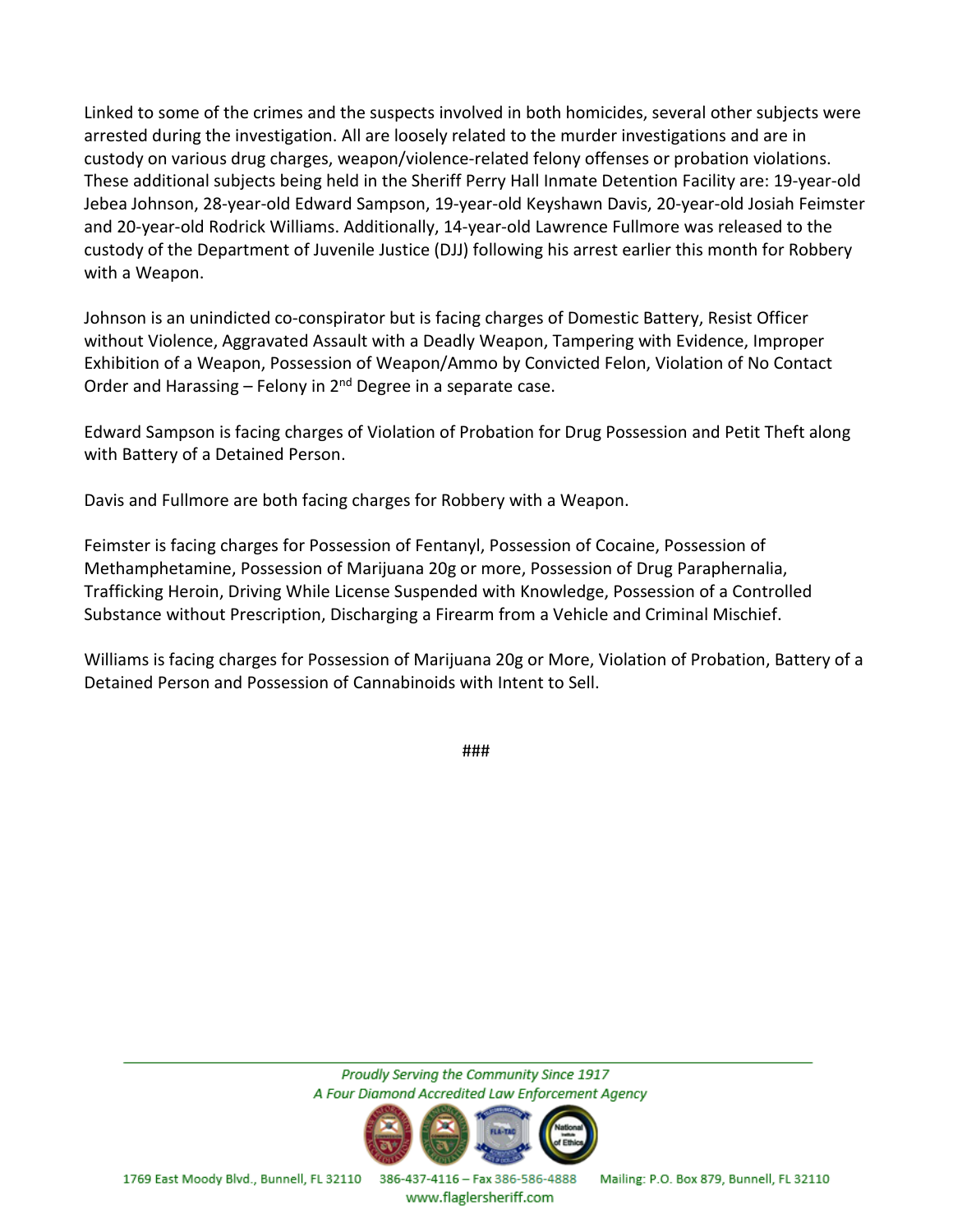Linked to some of the crimes and the suspects involved in both homicides, several other subjects were arrested during the investigation. All are loosely related to the murder investigations and are in custody on various drug charges, weapon/violence-related felony offenses or probation violations. These additional subjects being held in the Sheriff Perry Hall Inmate Detention Facility are: 19-year-old Jebea Johnson, 28-year-old Edward Sampson, 19-year-old Keyshawn Davis, 20-year-old Josiah Feimster and 20-year-old Rodrick Williams. Additionally, 14-year-old Lawrence Fullmore was released to the custody of the Department of Juvenile Justice (DJJ) following his arrest earlier this month for Robbery with a Weapon.

Johnson is an unindicted co-conspirator but is facing charges of Domestic Battery, Resist Officer without Violence, Aggravated Assault with a Deadly Weapon, Tampering with Evidence, Improper Exhibition of a Weapon, Possession of Weapon/Ammo by Convicted Felon, Violation of No Contact Order and Harassing – Felony in 2nd Degree in a separate case.

Edward Sampson is facing charges of Violation of Probation for Drug Possession and Petit Theft along with Battery of a Detained Person.

Davis and Fullmore are both facing charges for Robbery with a Weapon.

Feimster is facing charges for Possession of Fentanyl, Possession of Cocaine, Possession of Methamphetamine, Possession of Marijuana 20g or more, Possession of Drug Paraphernalia, Trafficking Heroin, Driving While License Suspended with Knowledge, Possession of a Controlled Substance without Prescription, Discharging a Firearm from a Vehicle and Criminal Mischief.

Williams is facing charges for Possession of Marijuana 20g or More, Violation of Probation, Battery of a Detained Person and Possession of Cannabinoids with Intent to Sell.

###